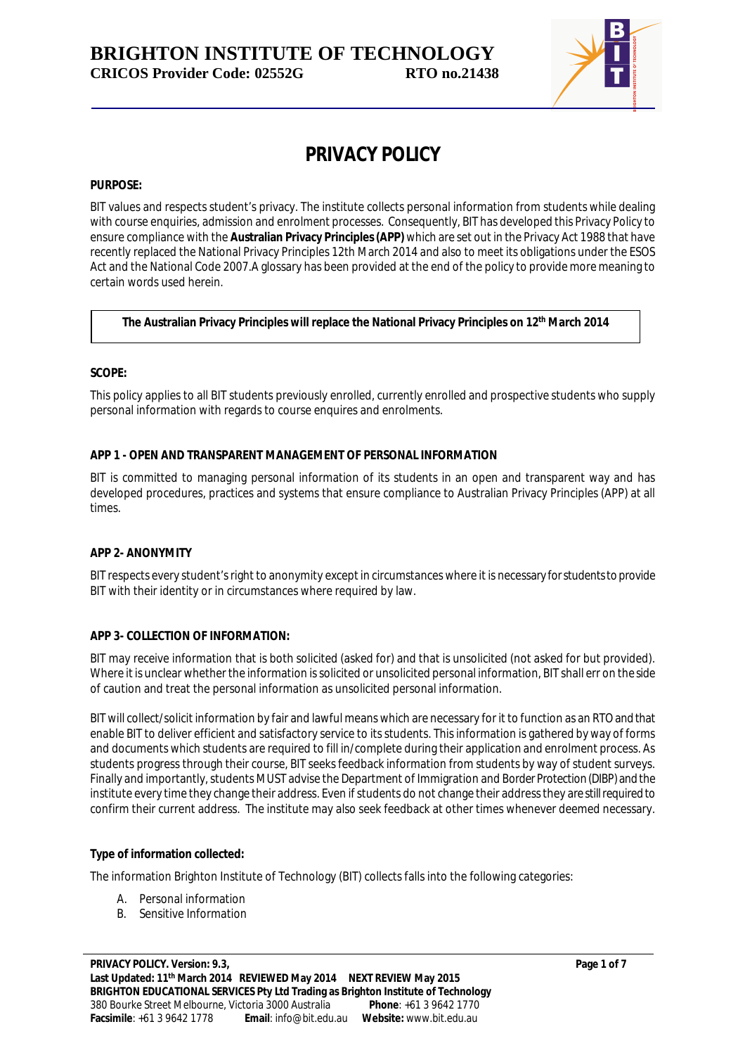# PRIVACY POLICY

**PURPOSE:**

BIT values and respects student's privacy. The institute collects personal information from students while dealing with course enquiries, admission and enrolment processes. Consequently, BIT has developed this Privacy Policy to ensure compliance with the **Australian Privacy Principles (APP)** which are set out in the Privacy Act 1988 that have recently replaced the National Privacy Principles 12th March 2014 and also to meet its obligations under the ESOS Act and the National Code 2007.A glossary has been provided at the end of the policy to provide more meaning to certain words used herein.

> **The Australian Privacy Principles will replace the National Privacy Principles on 12th March 2014**

**SCOPE:**

This policy applies to all BIT students previously enrolled, currently enrolled and prospective students who supply personal information with regards to course enquires and enrolments.

**APP 1 - OPEN AND TRANSPARENT MANAGEMENT OF PERSONAL INFORMATION**

BIT is committed to managing personal information of its students in an open and transparent way and has developed procedures, practices and systems that ensure compliance to Australian Privacy Principles (APP) at all times.

**APP 2- ANONYMITY**

BIT respects every student's right to anonymity except in circumstances where it is necessary for students to provide BIT with their identity or in circumstances where required by law.

**APP 3- COLLECTION OF INFORMATION:**

BIT may receive information that is both solicited (asked for) and that is unsolicited (not asked for but provided). Where it is unclear whether the information is solicited or unsolicited personal information, BIT shall err on the side of caution and treat the personal information as unsolicited personal information.

BIT will collect/solicit information by fair and lawful means which are necessary for it to function as an RTO and that enable BIT to deliver efficient and satisfactory service to its students. This information is gathered by way of forms and documents which students are required to fill in/complete during their application and enrolment process. As students progress through their course, BIT seeks feedback information from students by way of student surveys. Finally and importantly, students MUST advise the Department of Immigration and Border Protection (DIBP) and the institute every time they change their address. Even if students do not change their address they are still required to confirm their current address. The institute may also seek feedback at other times whenever deemed necessary.

**Type of information collected:**

The information Brighton Institute of Technology (BIT) collects falls into the following categories:

A. Personal information
B. Sensitive Information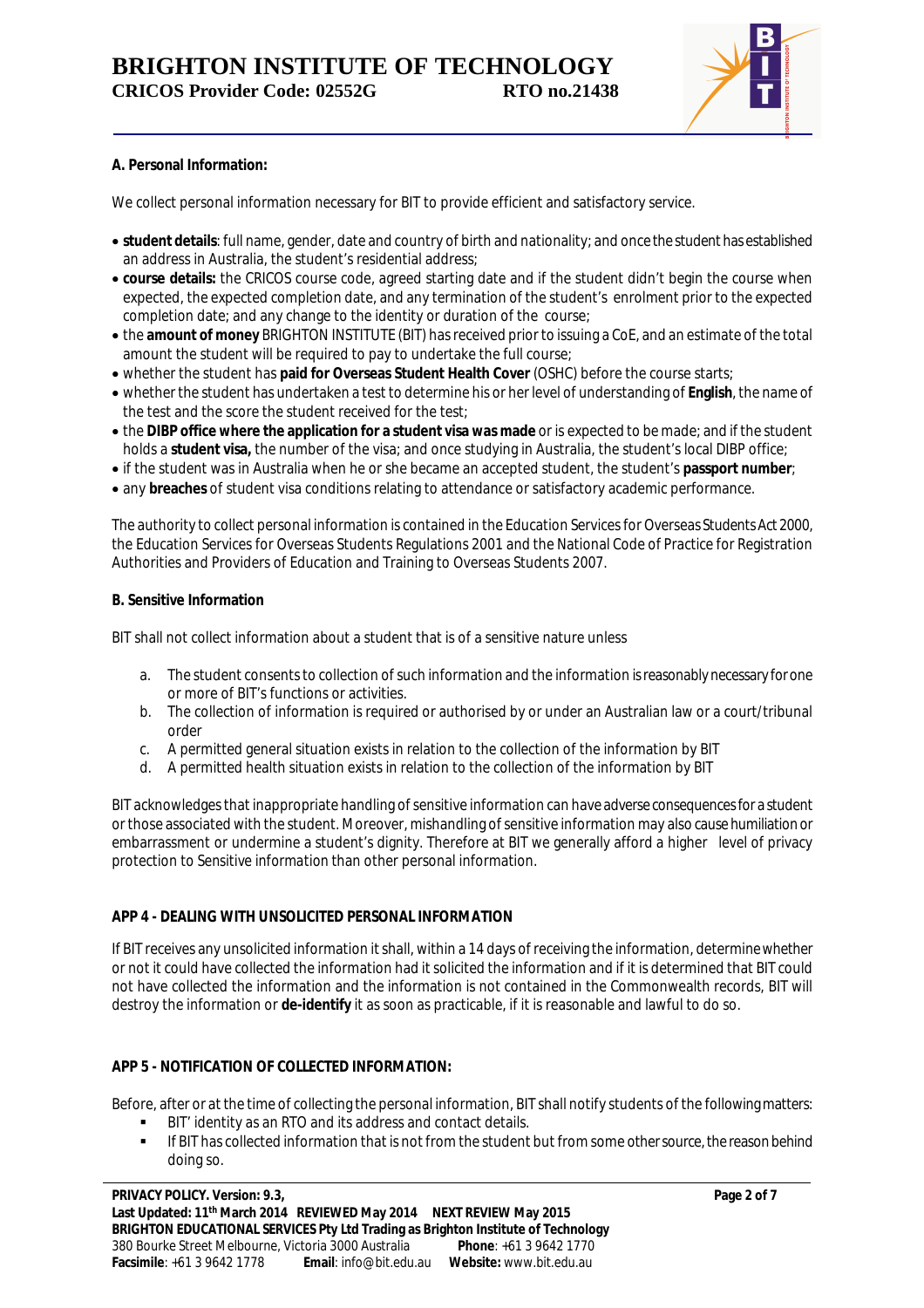**A. Personal Information:**

We collect personal information necessary for BIT to provide efficient and satisfactory service.

- **student details**: full name, gender, date and country of birth and nationality; and once the student has established an address in Australia, the student's residential address;
- **course details:** the CRICOS course code, agreed starting date and if the student didn't begin the course when expected, the expected completion date, and any termination of the student's enrolment prior to the expected completion date; and any change to the identity or duration of the course;
- the **amount of money** BRIGHTON INSTITUTE (BIT) has received prior to issuing a CoE, and an estimate of the total amount the student will be required to pay to undertake the full course;
- whether the student has **paid for Overseas Student Health Cover** (OSHC) before the course starts;
- whether the student has undertaken a test to determine his or her level of understanding of **English**, the name of the test and the score the student received for the test;
- the **DIBP office where the application for a student visa was made** or is expected to be made; and if the student holds a **student visa,** the number of the visa; and once studying in Australia, the student's local DIBP office;
- if the student was in Australia when he or she became an accepted student, the student's **passport number**;
- any **breaches** of student visa conditions relating to attendance or satisfactory academic performance.

The authority to collect personal information is contained in the Education Services for Overseas Students Act 2000, the Education Services for Overseas Students Regulations 2001 and the National Code of Practice for Registration Authorities and Providers of Education and Training to Overseas Students 2007.

**B. Sensitive Information**

BIT shall not collect information about a student that is of a sensitive nature unless

a. The student consents to collection of such information and the information is reasonably necessary for one or more of BIT's functions or activities.
b. The collection of information is required or authorised by or under an Australian law or a court/tribunal order
c. A permitted general situation exists in relation to the collection of the information by BIT
d. A permitted health situation exists in relation to the collection of the information by BIT

BIT acknowledges that inappropriate handling of sensitive information can have adverse consequences for a student or those associated with the student. Moreover, mishandling of sensitive information may also cause humiliation or embarrassment or undermine a student's dignity. Therefore at BIT we generally afford a higher level of privacy protection to Sensitive information than other personal information.

**APP 4 - DEALING WITH UNSOLICITED PERSONAL INFORMATION**

If BIT receives any unsolicited information it shall, within a 14 days of receiving the information, determine whether or not it could have collected the information had it solicited the information and if it is determined that BIT could not have collected the information and the information is not contained in the Commonwealth records, BIT will destroy the information or **de-identify** it as soon as practicable, if it is reasonable and lawful to do so.

**APP 5 - NOTIFICATION OF COLLECTED INFORMATION:**

Before, after or at the time of collecting the personal information, BIT shall notify students of the following matters:

- BIT' identity as an RTO and its address and contact details.
- If BIT has collected information that is not from the student but from some other source, the reason behind doing so.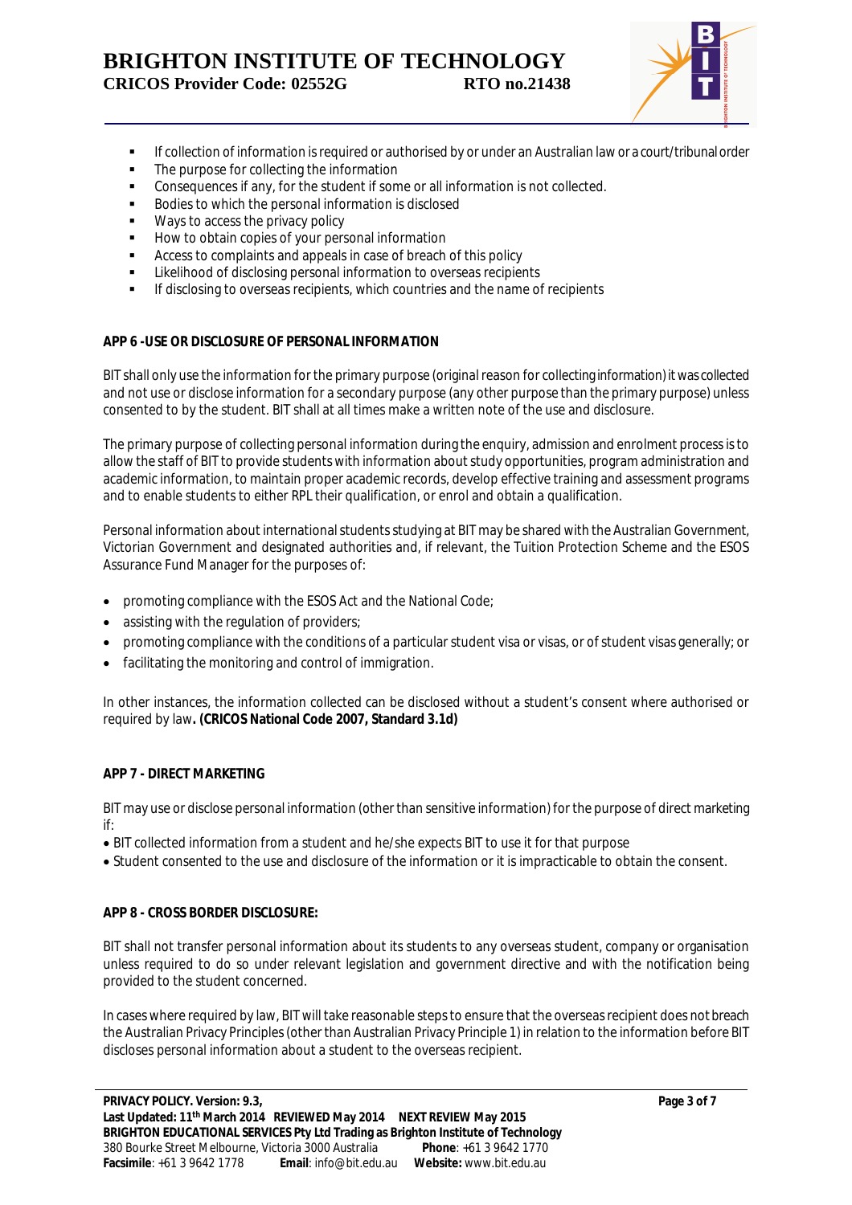- If collection of information is required or authorised by or under an Australian law or a court/tribunal order
- The purpose for collecting the information
- Consequences if any, for the student if some or all information is not collected.
- Bodies to which the personal information is disclosed
- Ways to access the privacy policy
- How to obtain copies of your personal information
- Access to complaints and appeals in case of breach of this policy
- Likelihood of disclosing personal information to overseas recipients
- If disclosing to overseas recipients, which countries and the name of recipients

**APP 6 -USE OR DISCLOSURE OF PERSONAL INFORMATION**

BIT shall only use the information for the primary purpose (original reason for collecting information) it was collected and not use or disclose information for a secondary purpose (any other purpose than the primary purpose) unless consented to by the student. BIT shall at all times make a written note of the use and disclosure.

The primary purpose of collecting personal information during the enquiry, admission and enrolment process is to allow the staff of BIT to provide students with information about study opportunities, program administration and academic information, to maintain proper academic records, develop effective training and assessment programs and to enable students to either RPL their qualification, or enrol and obtain a qualification.

Personal information about international students studying at BIT may be shared with the Australian Government, Victorian Government and designated authorities and, if relevant, the Tuition Protection Scheme and the ESOS Assurance Fund Manager for the purposes of:

- promoting compliance with the ESOS Act and the National Code;
- assisting with the regulation of providers;
- promoting compliance with the conditions of a particular student visa or visas, or of student visas generally; or
- facilitating the monitoring and control of immigration.

In other instances, the information collected can be disclosed without a student's consent where authorised or required by law**. (CRICOS National Code 2007, Standard 3.1d)**

**APP 7 - DIRECT MARKETING**

BIT may use or disclose personal information (other than sensitive information) for the purpose of direct marketing if:

- BIT collected information from a student and he/she expects BIT to use it for that purpose
- Student consented to the use and disclosure of the information or it is impracticable to obtain the consent.

**APP 8 - CROSS BORDER DISCLOSURE:**

BIT shall not transfer personal information about its students to any overseas student, company or organisation unless required to do so under relevant legislation and government directive and with the notification being provided to the student concerned.

In cases where required by law, BIT will take reasonable steps to ensure that the overseas recipient does not breach the Australian Privacy Principles (other than Australian Privacy Principle 1) in relation to the information before BIT discloses personal information about a student to the overseas recipient.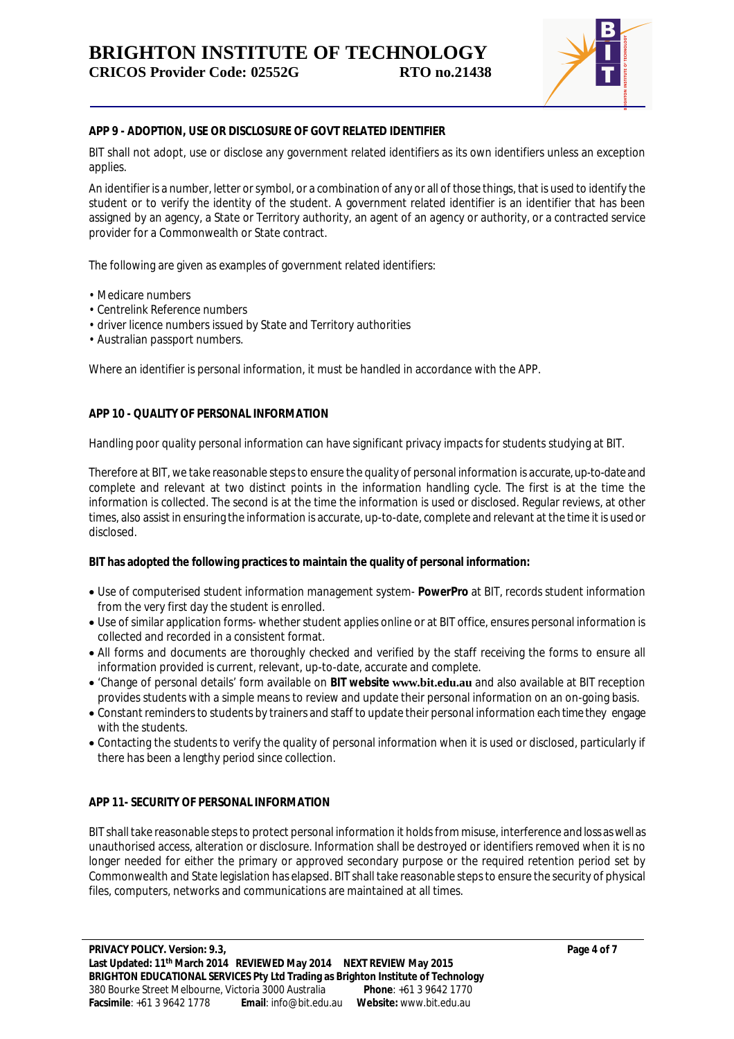### APP 9 - ADOPTION, USE OR DISCLOSURE OF GOVT RELATED IDENTIFIER

BIT shall not adopt, use or disclose any government related identifiers as its own identifiers unless an exception applies.

An identifier is a number, letter or symbol, or a combination of any or all of those things, that is used to identify the student or to verify the identity of the student. A government related identifier is an identifier that has been assigned by an agency, a State or Territory authority, an agent of an agency or authority, or a contracted service provider for a Commonwealth or State contract.

The following are given as examples of government related identifiers:

- Medicare numbers
- Centrelink Reference numbers
- driver licence numbers issued by State and Territory authorities
- Australian passport numbers.

Where an identifier is personal information, it must be handled in accordance with the APP.

### APP 10 - QUALITY OF PERSONAL INFORMATION

Handling poor quality personal information can have significant privacy impacts for students studying at BIT.

Therefore at BIT, we take reasonable steps to ensure the quality of personal information is accurate, up-to-date and complete and relevant at two distinct points in the information handling cycle. The first is at the time the information is collected. The second is at the time the information is used or disclosed. Regular reviews, at other times, also assist in ensuring the information is accurate, up-to-date, complete and relevant at the time it is used or disclosed.

**BIT has adopted the following practices to maintain the quality of personal information:**

- Use of computerised student information management system- **PowerPro** at BIT, records student information from the very first day the student is enrolled.
- Use of similar application forms- whether student applies online or at BIT office, ensures personal information is collected and recorded in a consistent format.
- All forms and documents are thoroughly checked and verified by the staff receiving the forms to ensure all information provided is current, relevant, up-to-date, accurate and complete.
- 'Change of personal details' form available on **BIT website www.bit.edu.au** and also available at BIT reception provides students with a simple means to review and update their personal information on an on-going basis.
- Constant reminders to students by trainers and staff to update their personal information each time they engage with the students.
- Contacting the students to verify the quality of personal information when it is used or disclosed, particularly if there has been a lengthy period since collection.

### APP 11- SECURITY OF PERSONAL INFORMATION

BIT shall take reasonable steps to protect personal information it holds from misuse, interference and loss as well as unauthorised access, alteration or disclosure. Information shall be destroyed or identifiers removed when it is no longer needed for either the primary or approved secondary purpose or the required retention period set by Commonwealth and State legislation has elapsed. BIT shall take reasonable steps to ensure the security of physical files, computers, networks and communications are maintained at all times.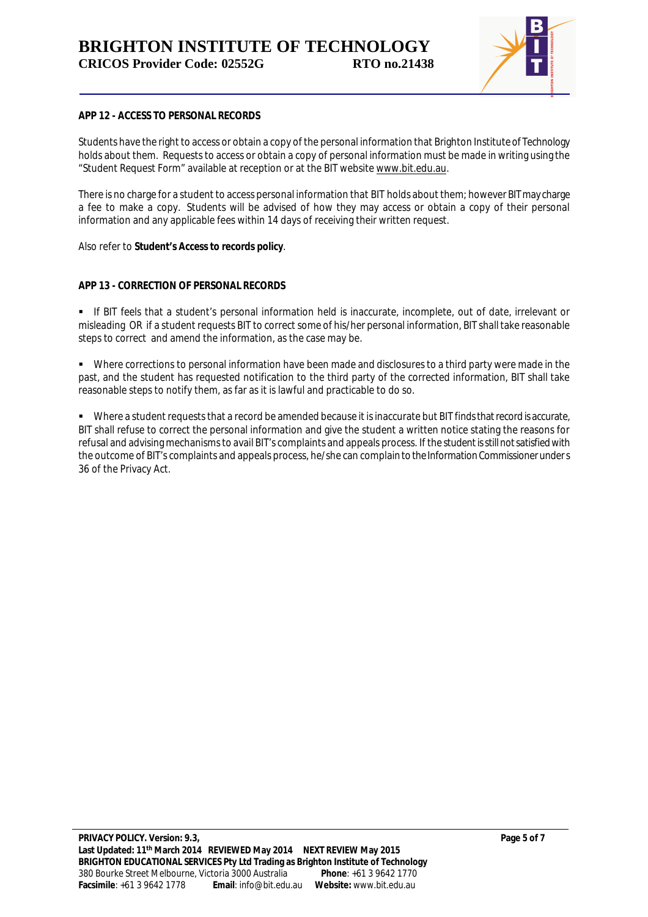**APP 12 - ACCESS TO PERSONAL RECORDS**

Students have the right to access or obtain a copy of the personal information that Brighton Institute of Technology holds about them. Requests to access or obtain a copy of personal information must be made in writing using the "Student Request Form" available at reception or at the BIT website www.bit.edu.au.

There is no charge for a student to access personal information that BIT holds about them; however BIT may charge a fee to make a copy. Students will be advised of how they may access or obtain a copy of their personal information and any applicable fees within 14 days of receiving their written request.

Also refer to **Student's Access to records policy**.

**APP 13 - CORRECTION OF PERSONAL RECORDS**

- If BIT feels that a student's personal information held is inaccurate, incomplete, out of date, irrelevant or misleading OR if a student requests BIT to correct some of his/her personal information, BIT shall take reasonable steps to correct and amend the information, as the case may be.

- Where corrections to personal information have been made and disclosures to a third party were made in the past, and the student has requested notification to the third party of the corrected information, BIT shall take reasonable steps to notify them, as far as it is lawful and practicable to do so.

- Where a student requests that a record be amended because it is inaccurate but BIT finds that record is accurate, BIT shall refuse to correct the personal information and give the student a written notice stating the reasons for refusal and advising mechanisms to avail BIT's complaints and appeals process. If the student is still not satisfied with the outcome of BIT's complaints and appeals process, he/she can complain to the Information Commissioner under s 36 of the Privacy Act.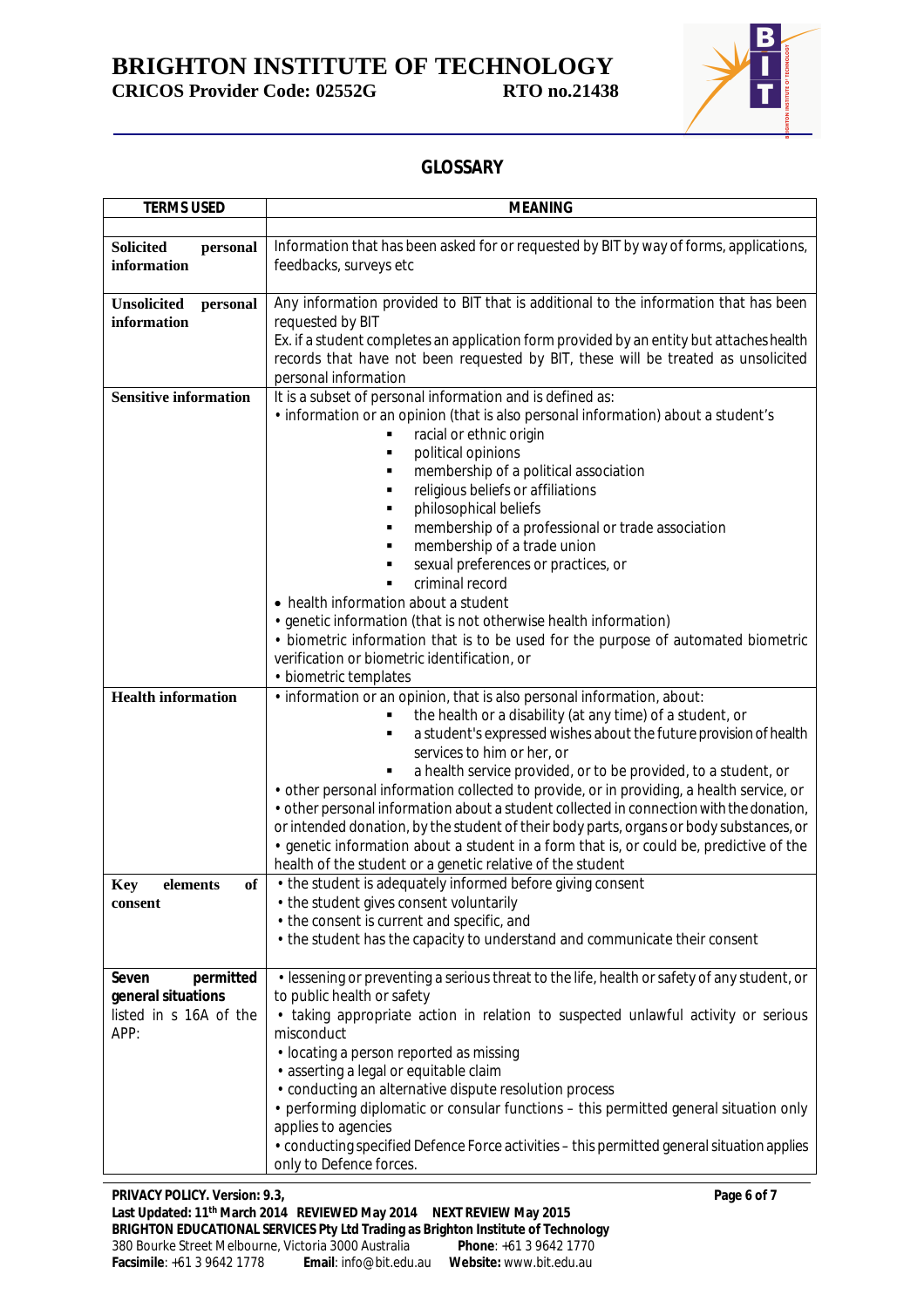## GLOSSARY

| TERMS USED | MEANING |
|---|---|
| **Solicited personal information** | Information that has been asked for or requested by BIT by way of forms, applications, feedbacks, surveys etc |
| **Unsolicited personal information** | Any information provided to BIT that is additional to the information that has been requested by BIT<br>Ex. if a student completes an application form provided by an entity but attaches health records that have not been requested by BIT, these will be treated as unsolicited personal information |
| **Sensitive information** | It is a subset of personal information and is defined as:<br>• information or an opinion (that is also personal information) about a student's<br>▪ racial or ethnic origin<br>▪ political opinions<br>▪ membership of a political association<br>▪ religious beliefs or affiliations<br>▪ philosophical beliefs<br>▪ membership of a professional or trade association<br>▪ membership of a trade union<br>▪ sexual preferences or practices, or<br>▪ criminal record<br>• health information about a student<br>• genetic information (that is not otherwise health information)<br>• biometric information that is to be used for the purpose of automated biometric verification or biometric identification, or<br>• biometric templates |
| **Health information** | • information or an opinion, that is also personal information, about:<br>▪ the health or a disability (at any time) of a student, or<br>▪ a student's expressed wishes about the future provision of health services to him or her, or<br>▪ a health service provided, or to be provided, to a student, or<br>• other personal information collected to provide, or in providing, a health service, or<br>• other personal information about a student collected in connection with the donation, or intended donation, by the student of their body parts, organs or body substances, or<br>• genetic information about a student in a form that is, or could be, predictive of the health of the student or a genetic relative of the student |
| **Key elements of consent** | • the student is adequately informed before giving consent<br>• the student gives consent voluntarily<br>• the consent is current and specific, and<br>• the student has the capacity to understand and communicate their consent |
| **Seven permitted general situations** listed in s 16A of the APP: | • lessening or preventing a serious threat to the life, health or safety of any student, or to public health or safety<br>• taking appropriate action in relation to suspected unlawful activity or serious misconduct<br>• locating a person reported as missing<br>• asserting a legal or equitable claim<br>• conducting an alternative dispute resolution process<br>• performing diplomatic or consular functions – this permitted general situation only applies to agencies<br>• conducting specified Defence Force activities – this permitted general situation applies only to Defence forces. |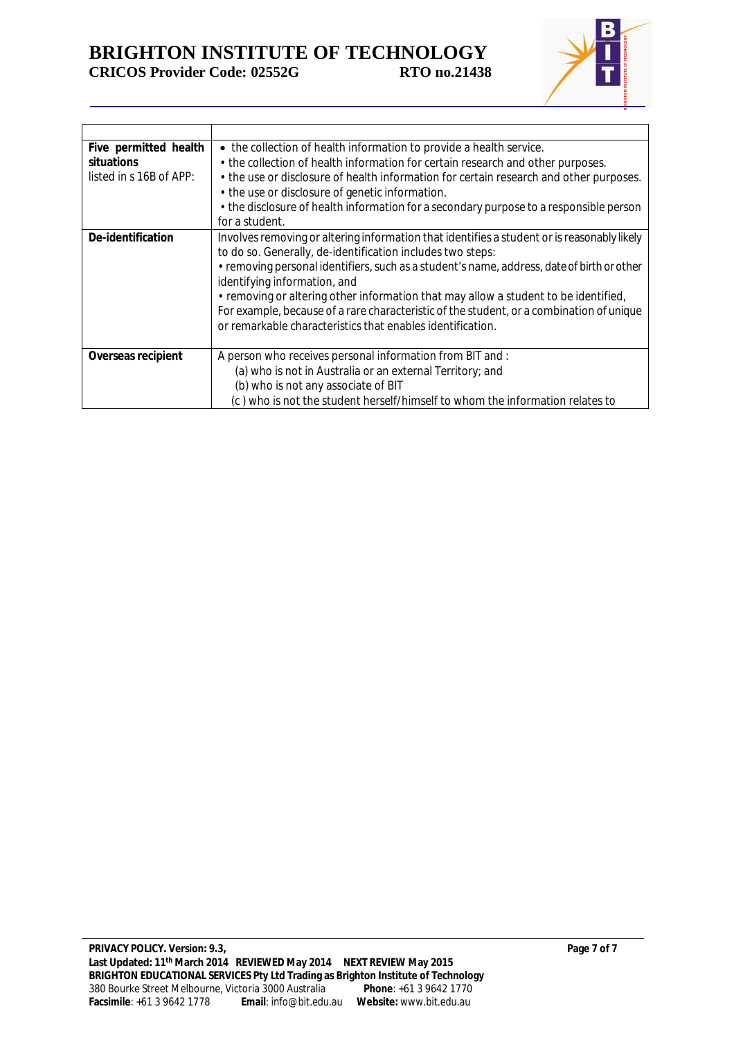| | |
|---|---|
| **Five permitted health situations** listed in s 16B of APP: | • the collection of health information to provide a health service.<br>• the collection of health information for certain research and other purposes.<br>• the use or disclosure of health information for certain research and other purposes.<br>• the use or disclosure of genetic information.<br>• the disclosure of health information for a secondary purpose to a responsible person for a student. |
| **De-identification** | Involves removing or altering information that identifies a student or is reasonably likely to do so. Generally, de-identification includes two steps:<br>• removing personal identifiers, such as a student's name, address, date of birth or other identifying information, and<br>• removing or altering other information that may allow a student to be identified, For example, because of a rare characteristic of the student, or a combination of unique or remarkable characteristics that enables identification. |
| **Overseas recipient** | A person who receives personal information from BIT and :<br>(a) who is not in Australia or an external Territory; and<br>(b) who is not any associate of BIT<br>(c ) who is not the student herself/himself to whom the information relates to |